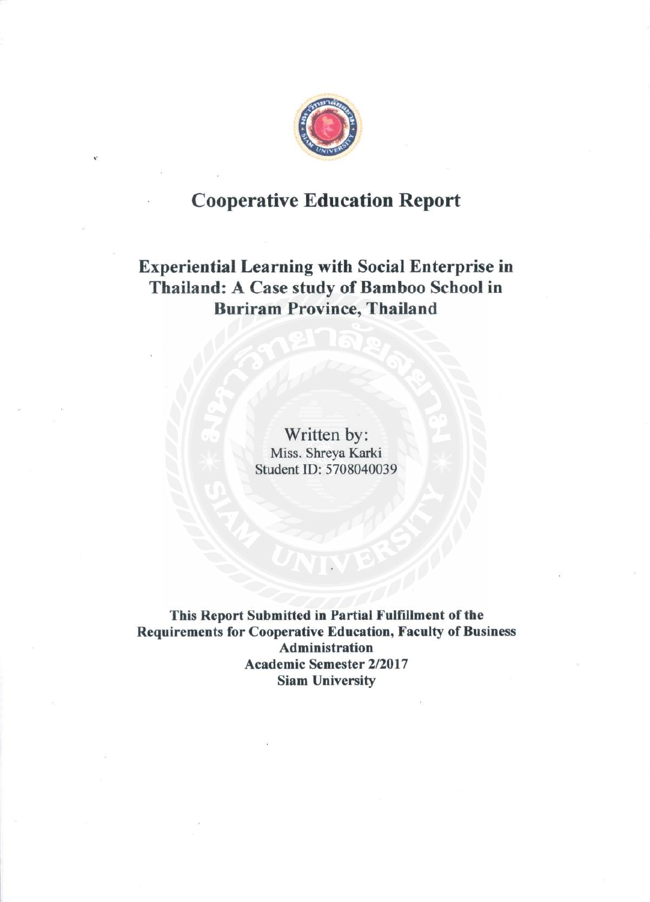# Cooperative Education Report

## Experiential Learning with Social Enterprise in Thailand: A Case study of Bamboo School in Buriram Province, Thailand

Written by:
Miss. Shreya Karki
Student ID: 5708040039

**This Report Submitted in Partial Fulfillment of the Requirements for Cooperative Education, Faculty of Business Administration**
**Academic Semester 2/2017**
**Siam University**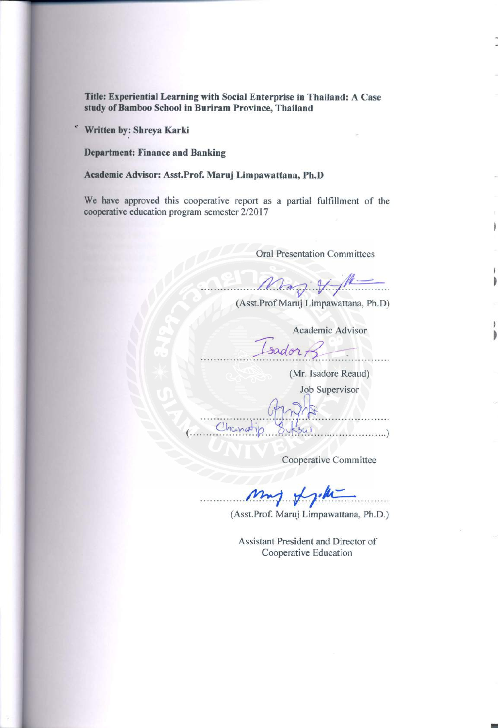**Title: Experiential Learning with Social Enterprise in Thailand: A Case study of Bamboo School in Buriram Province, Thailand**

**Written by: Shreya Karki**

**Department: Finance and Banking**

**Academic Advisor: Asst.Prof. Maruj Limpawattana, Ph.D**

We have approved this cooperative report as a partial fulfillment of the cooperative education program semester 2/2017

Oral Presentation Committees

..................................................

(Asst.Prof Maruj Limpawattana, Ph.D)

Academic Advisor

..................................................

(Mr. Isadore Reaud)

Job Supervisor

..................................................

(Chanatip Suksai)

Cooperative Committee

..................................................

(Asst.Prof. Maruj Limpawattana, Ph.D.)

Assistant President and Director of Cooperative Education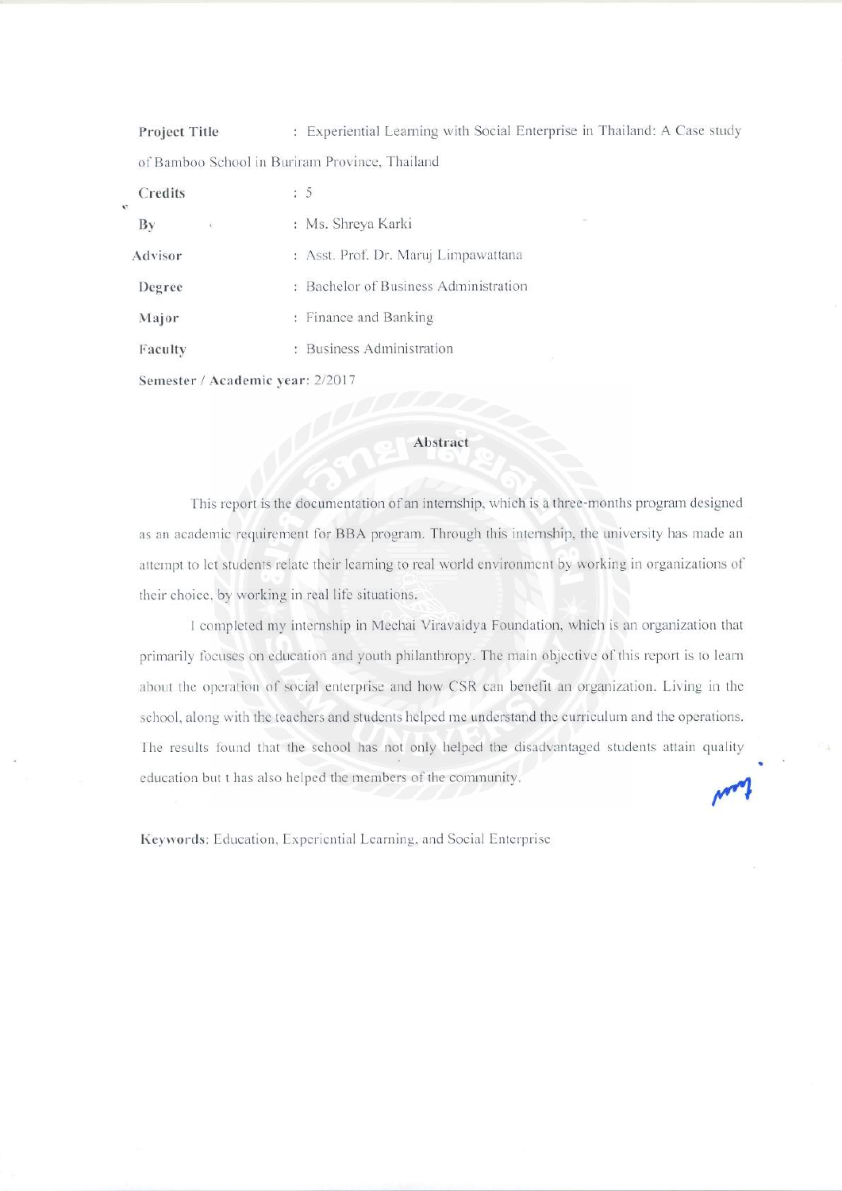**Project Title** : Experiential Learning with Social Enterprise in Thailand: A Case study of Bamboo School in Buriram Province, Thailand

**Credits** : 5

**By** : Ms. Shreya Karki

**Advisor** : Asst. Prof. Dr. Maruj Limpawattana

**Degree** : Bachelor of Business Administration

**Major** : Finance and Banking

**Faculty** : Business Administration

**Semester / Academic year**: 2/2017

## Abstract

This report is the documentation of an internship, which is a three-months program designed as an academic requirement for BBA program. Through this internship, the university has made an attempt to let students relate their learning to real world environment by working in organizations of their choice, by working in real life situations.

I completed my internship in Mechai Viravaidya Foundation, which is an organization that primarily focuses on education and youth philanthropy. The main objective of this report is to learn about the operation of social enterprise and how CSR can benefit an organization. Living in the school, along with the teachers and students helped me understand the curriculum and the operations. The results found that the school has not only helped the disadvantaged students attain quality education but t has also helped the members of the community.

**Keywords**: Education, Experiential Learning, and Social Enterprise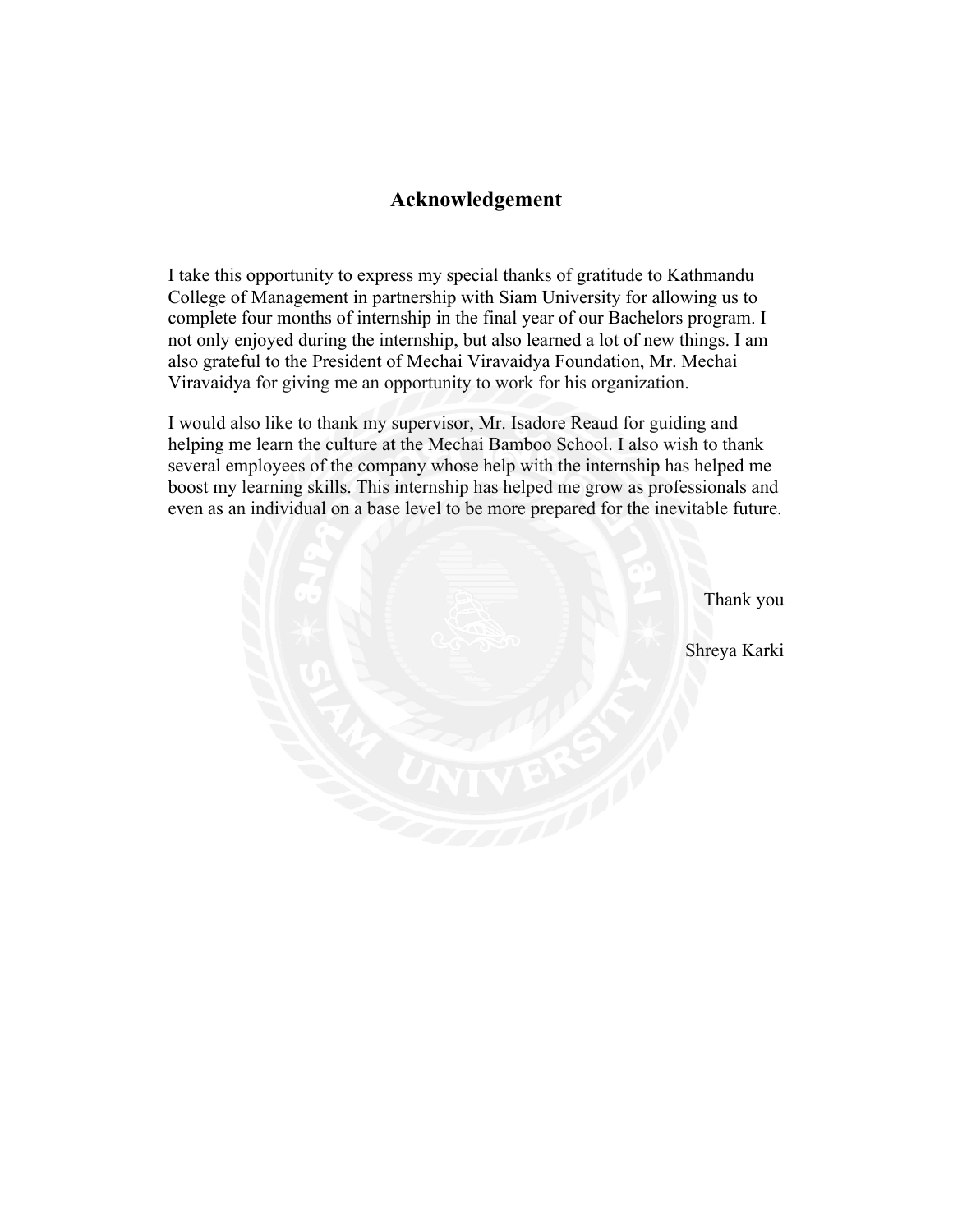# Acknowledgement

I take this opportunity to express my special thanks of gratitude to Kathmandu College of Management in partnership with Siam University for allowing us to complete four months of internship in the final year of our Bachelors program. I not only enjoyed during the internship, but also learned a lot of new things. I am also grateful to the President of Mechai Viravaidya Foundation, Mr. Mechai Viravaidya for giving me an opportunity to work for his organization.

I would also like to thank my supervisor, Mr. Isadore Reaud for guiding and helping me learn the culture at the Mechai Bamboo School. I also wish to thank several employees of the company whose help with the internship has helped me boost my learning skills. This internship has helped me grow as professionals and even as an individual on a base level to be more prepared for the inevitable future.

Thank you

Shreya Karki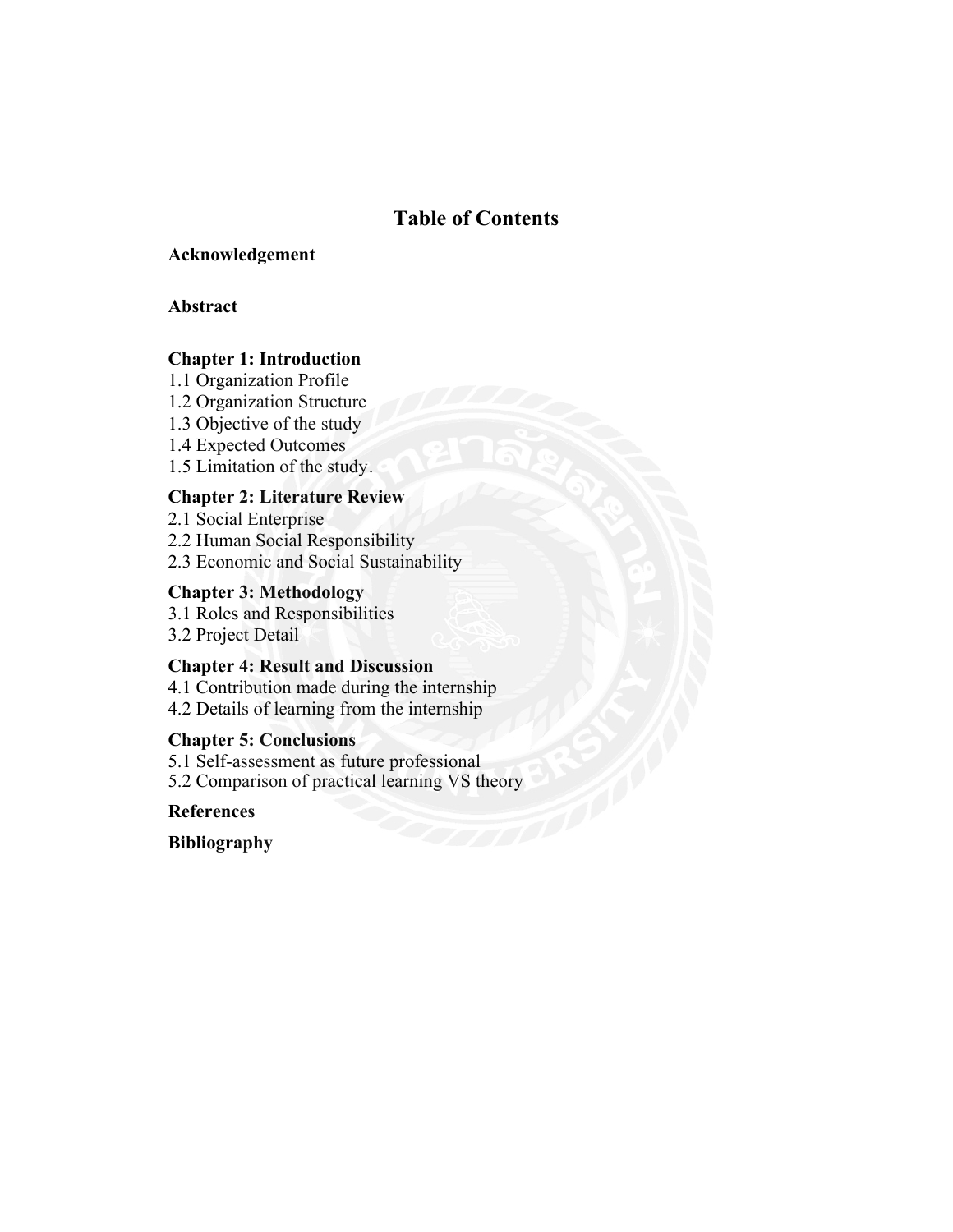# Table of Contents

**Acknowledgement**

**Abstract**

**Chapter 1: Introduction**

1.1 Organization Profile
1.2 Organization Structure
1.3 Objective of the study
1.4 Expected Outcomes
1.5 Limitation of the study.

**Chapter 2: Literature Review**

2.1 Social Enterprise
2.2 Human Social Responsibility
2.3 Economic and Social Sustainability

**Chapter 3: Methodology**

3.1 Roles and Responsibilities
3.2 Project Detail

**Chapter 4: Result and Discussion**

4.1 Contribution made during the internship
4.2 Details of learning from the internship

**Chapter 5: Conclusions**

5.1 Self-assessment as future professional
5.2 Comparison of practical learning VS theory

**References**

**Bibliography**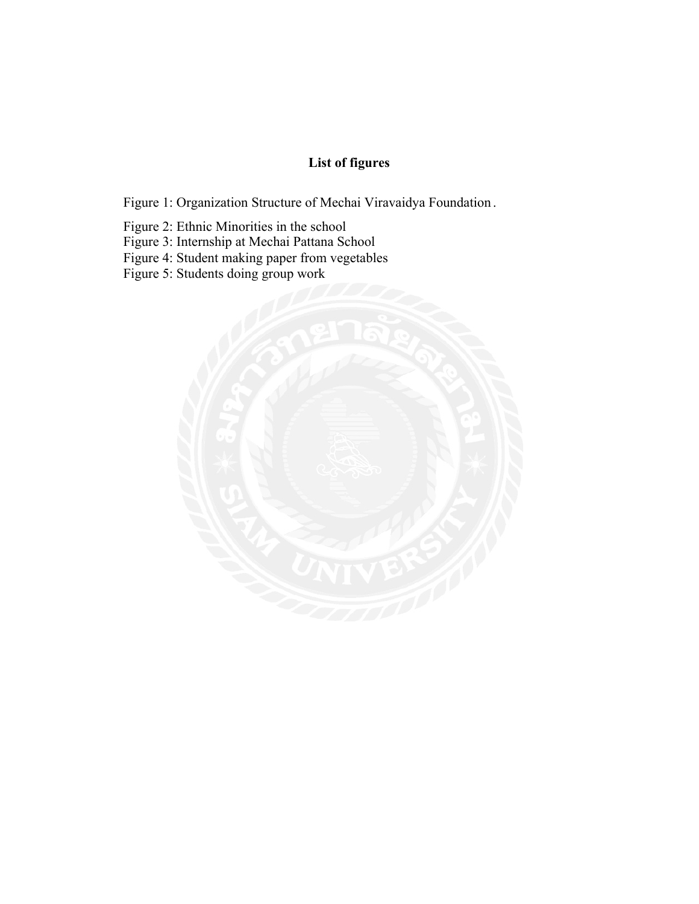# List of figures

Figure 1: Organization Structure of Mechai Viravaidya Foundation.

Figure 2: Ethnic Minorities in the school

Figure 3: Internship at Mechai Pattana School

Figure 4: Student making paper from vegetables

Figure 5: Students doing group work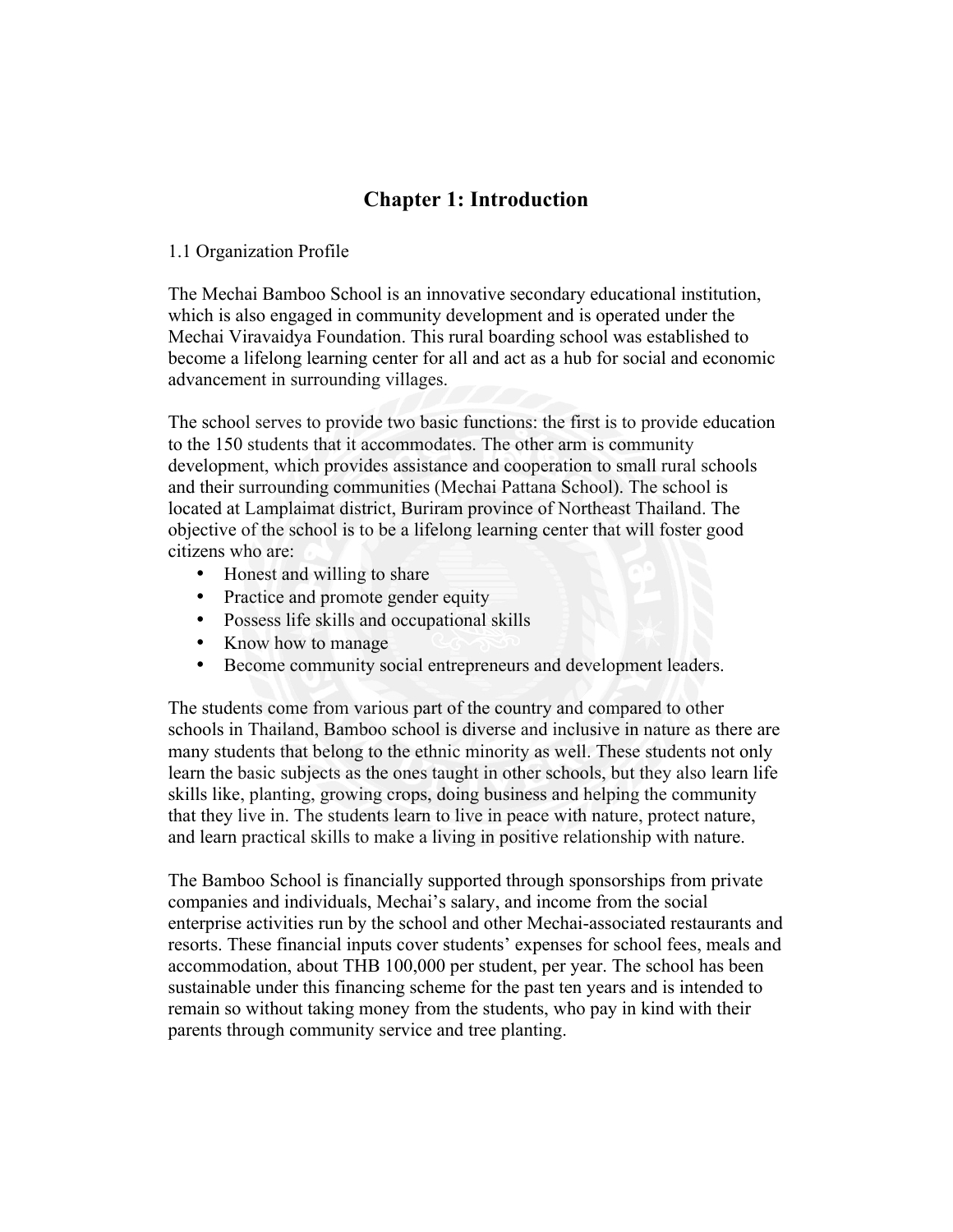# Chapter 1: Introduction

## 1.1 Organization Profile

The Mechai Bamboo School is an innovative secondary educational institution, which is also engaged in community development and is operated under the Mechai Viravaidya Foundation. This rural boarding school was established to become a lifelong learning center for all and act as a hub for social and economic advancement in surrounding villages.

The school serves to provide two basic functions: the first is to provide education to the 150 students that it accommodates. The other arm is community development, which provides assistance and cooperation to small rural schools and their surrounding communities (Mechai Pattana School). The school is located at Lamplaimat district, Buriram province of Northeast Thailand. The objective of the school is to be a lifelong learning center that will foster good citizens who are:

- Honest and willing to share
- Practice and promote gender equity
- Possess life skills and occupational skills
- Know how to manage
- Become community social entrepreneurs and development leaders.

The students come from various part of the country and compared to other schools in Thailand, Bamboo school is diverse and inclusive in nature as there are many students that belong to the ethnic minority as well. These students not only learn the basic subjects as the ones taught in other schools, but they also learn life skills like, planting, growing crops, doing business and helping the community that they live in. The students learn to live in peace with nature, protect nature, and learn practical skills to make a living in positive relationship with nature.

The Bamboo School is financially supported through sponsorships from private companies and individuals, Mechai's salary, and income from the social enterprise activities run by the school and other Mechai-associated restaurants and resorts. These financial inputs cover students' expenses for school fees, meals and accommodation, about THB 100,000 per student, per year. The school has been sustainable under this financing scheme for the past ten years and is intended to remain so without taking money from the students, who pay in kind with their parents through community service and tree planting.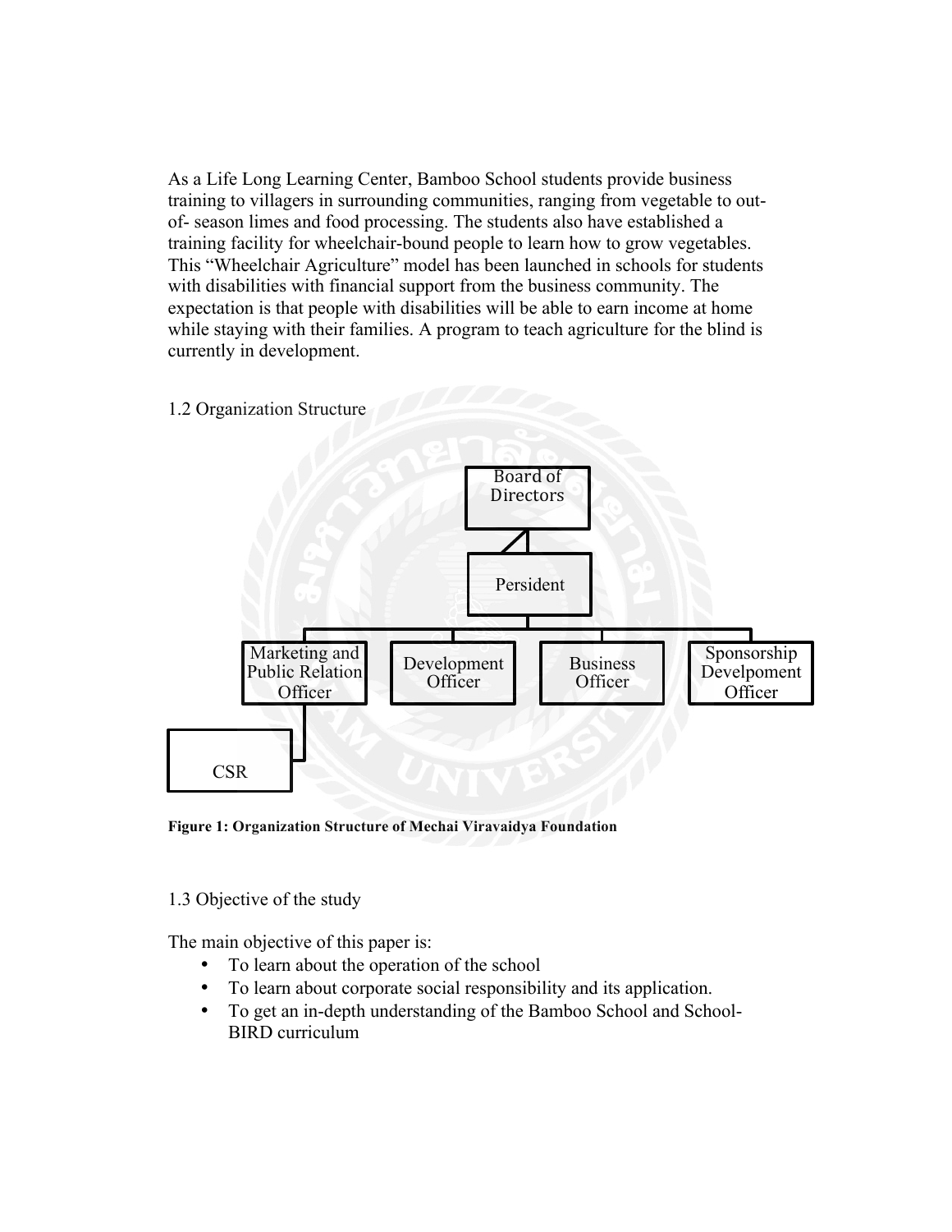As a Life Long Learning Center, Bamboo School students provide business training to villagers in surrounding communities, ranging from vegetable to out-of- season limes and food processing. The students also have established a training facility for wheelchair-bound people to learn how to grow vegetables. This "Wheelchair Agriculture" model has been launched in schools for students with disabilities with financial support from the business community. The expectation is that people with disabilities will be able to earn income at home while staying with their families. A program to teach agriculture for the blind is currently in development.

1.2 Organization Structure

Board of Directors

Persident

Marketing and Public Relation Officer

Development Officer

Business Officer

Sponsorship Develpoment Officer

CSR

**Figure 1: Organization Structure of Mechai Viravaidya Foundation**

1.3 Objective of the study

The main objective of this paper is:

- To learn about the operation of the school
- To learn about corporate social responsibility and its application.
- To get an in-depth understanding of the Bamboo School and School-BIRD curriculum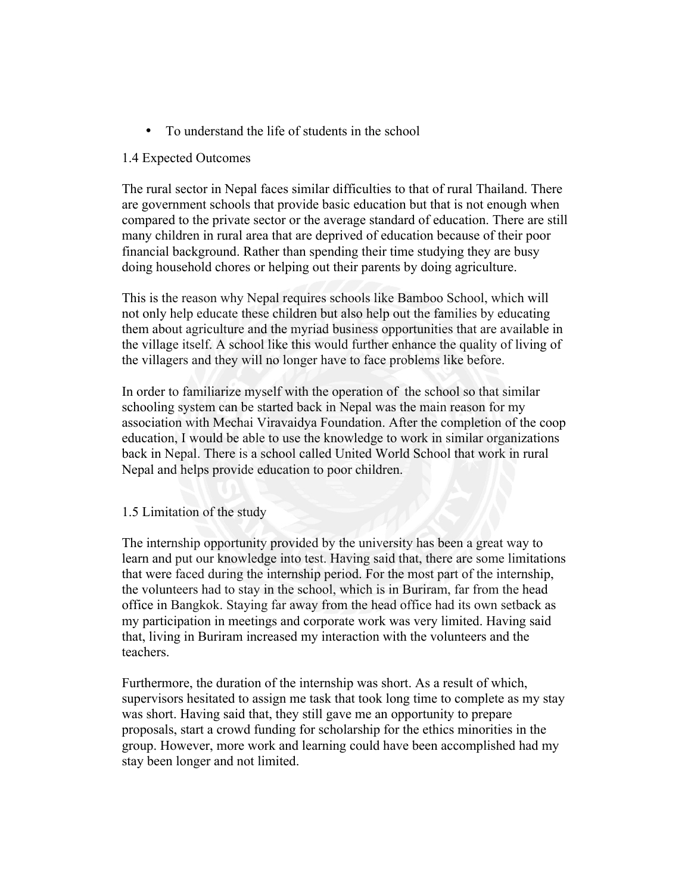- To understand the life of students in the school

### 1.4 Expected Outcomes

The rural sector in Nepal faces similar difficulties to that of rural Thailand. There are government schools that provide basic education but that is not enough when compared to the private sector or the average standard of education. There are still many children in rural area that are deprived of education because of their poor financial background. Rather than spending their time studying they are busy doing household chores or helping out their parents by doing agriculture.

This is the reason why Nepal requires schools like Bamboo School, which will not only help educate these children but also help out the families by educating them about agriculture and the myriad business opportunities that are available in the village itself. A school like this would further enhance the quality of living of the villagers and they will no longer have to face problems like before.

In order to familiarize myself with the operation of the school so that similar schooling system can be started back in Nepal was the main reason for my association with Mechai Viravaidya Foundation. After the completion of the coop education, I would be able to use the knowledge to work in similar organizations back in Nepal. There is a school called United World School that work in rural Nepal and helps provide education to poor children.

### 1.5 Limitation of the study

The internship opportunity provided by the university has been a great way to learn and put our knowledge into test. Having said that, there are some limitations that were faced during the internship period. For the most part of the internship, the volunteers had to stay in the school, which is in Buriram, far from the head office in Bangkok. Staying far away from the head office had its own setback as my participation in meetings and corporate work was very limited. Having said that, living in Buriram increased my interaction with the volunteers and the teachers.

Furthermore, the duration of the internship was short. As a result of which, supervisors hesitated to assign me task that took long time to complete as my stay was short. Having said that, they still gave me an opportunity to prepare proposals, start a crowd funding for scholarship for the ethics minorities in the group. However, more work and learning could have been accomplished had my stay been longer and not limited.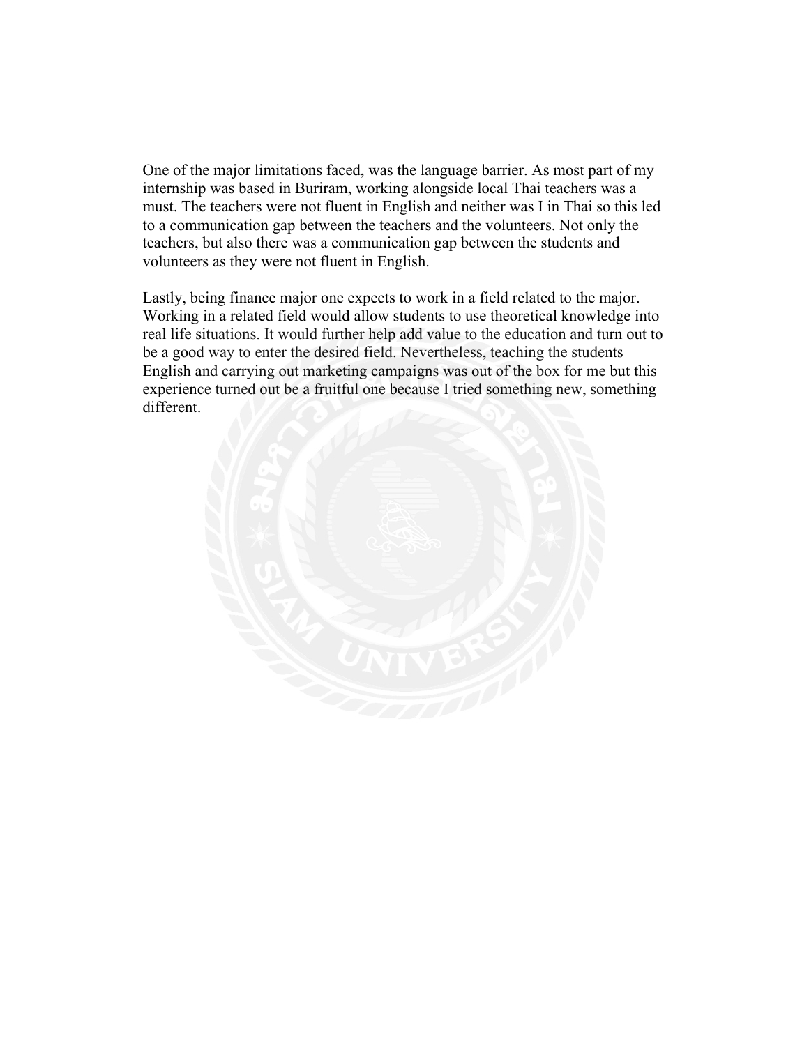One of the major limitations faced, was the language barrier. As most part of my internship was based in Buriram, working alongside local Thai teachers was a must. The teachers were not fluent in English and neither was I in Thai so this led to a communication gap between the teachers and the volunteers. Not only the teachers, but also there was a communication gap between the students and volunteers as they were not fluent in English.

Lastly, being finance major one expects to work in a field related to the major. Working in a related field would allow students to use theoretical knowledge into real life situations. It would further help add value to the education and turn out to be a good way to enter the desired field. Nevertheless, teaching the students English and carrying out marketing campaigns was out of the box for me but this experience turned out be a fruitful one because I tried something new, something different.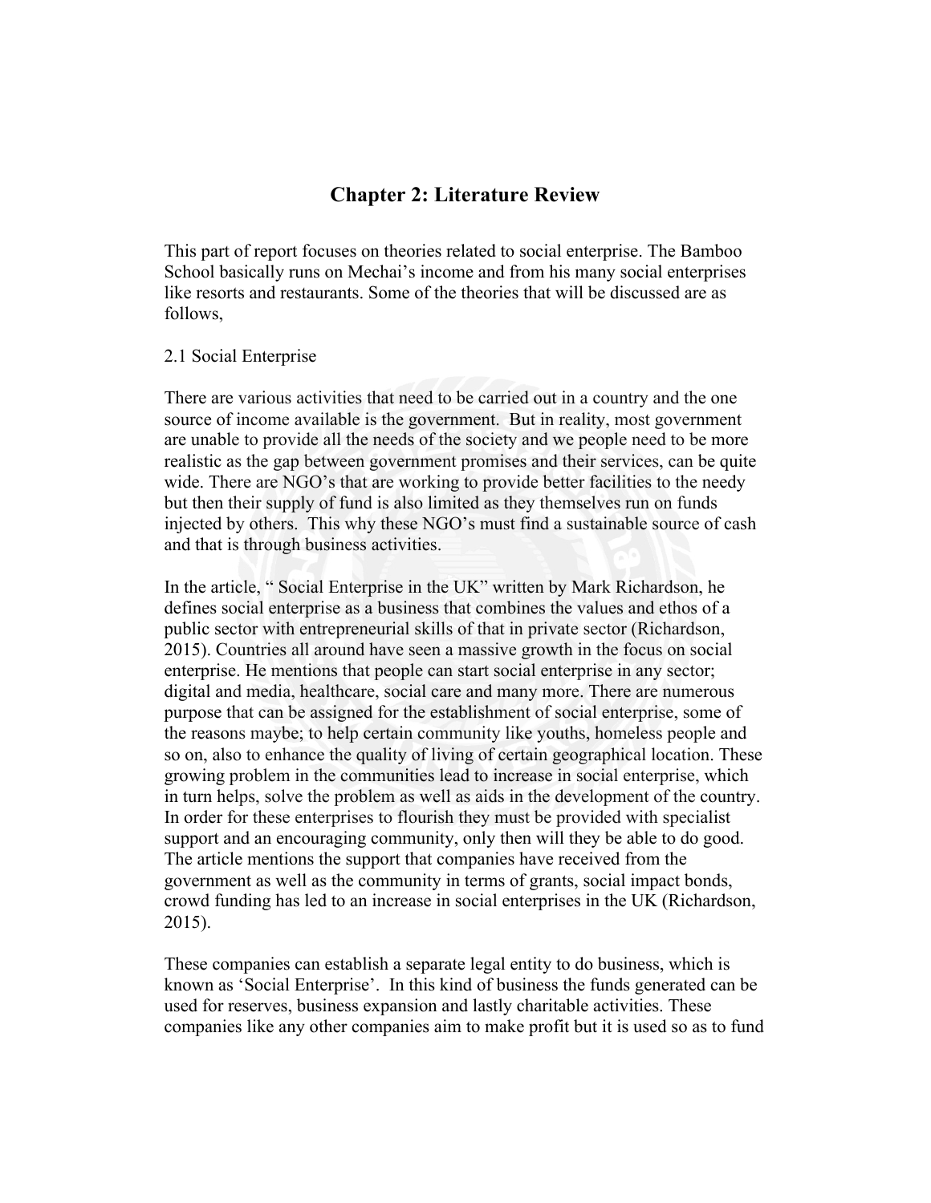# Chapter 2: Literature Review

This part of report focuses on theories related to social enterprise. The Bamboo School basically runs on Mechai's income and from his many social enterprises like resorts and restaurants. Some of the theories that will be discussed are as follows,

## 2.1 Social Enterprise

There are various activities that need to be carried out in a country and the one source of income available is the government. But in reality, most government are unable to provide all the needs of the society and we people need to be more realistic as the gap between government promises and their services, can be quite wide. There are NGO's that are working to provide better facilities to the needy but then their supply of fund is also limited as they themselves run on funds injected by others. This why these NGO's must find a sustainable source of cash and that is through business activities.

In the article, " Social Enterprise in the UK" written by Mark Richardson, he defines social enterprise as a business that combines the values and ethos of a public sector with entrepreneurial skills of that in private sector (Richardson, 2015). Countries all around have seen a massive growth in the focus on social enterprise. He mentions that people can start social enterprise in any sector; digital and media, healthcare, social care and many more. There are numerous purpose that can be assigned for the establishment of social enterprise, some of the reasons maybe; to help certain community like youths, homeless people and so on, also to enhance the quality of living of certain geographical location. These growing problem in the communities lead to increase in social enterprise, which in turn helps, solve the problem as well as aids in the development of the country. In order for these enterprises to flourish they must be provided with specialist support and an encouraging community, only then will they be able to do good. The article mentions the support that companies have received from the government as well as the community in terms of grants, social impact bonds, crowd funding has led to an increase in social enterprises in the UK (Richardson, 2015).

These companies can establish a separate legal entity to do business, which is known as 'Social Enterprise'. In this kind of business the funds generated can be used for reserves, business expansion and lastly charitable activities. These companies like any other companies aim to make profit but it is used so as to fund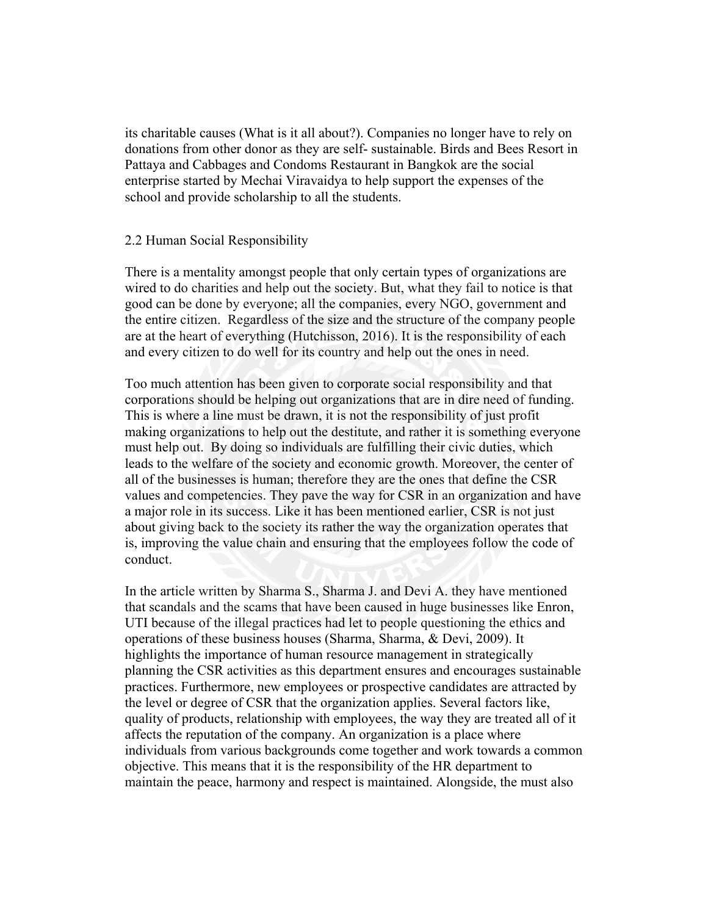its charitable causes (What is it all about?). Companies no longer have to rely on donations from other donor as they are self- sustainable. Birds and Bees Resort in Pattaya and Cabbages and Condoms Restaurant in Bangkok are the social enterprise started by Mechai Viravaidya to help support the expenses of the school and provide scholarship to all the students.

## 2.2 Human Social Responsibility

There is a mentality amongst people that only certain types of organizations are wired to do charities and help out the society. But, what they fail to notice is that good can be done by everyone; all the companies, every NGO, government and the entire citizen. Regardless of the size and the structure of the company people are at the heart of everything (Hutchisson, 2016). It is the responsibility of each and every citizen to do well for its country and help out the ones in need.

Too much attention has been given to corporate social responsibility and that corporations should be helping out organizations that are in dire need of funding. This is where a line must be drawn, it is not the responsibility of just profit making organizations to help out the destitute, and rather it is something everyone must help out. By doing so individuals are fulfilling their civic duties, which leads to the welfare of the society and economic growth. Moreover, the center of all of the businesses is human; therefore they are the ones that define the CSR values and competencies. They pave the way for CSR in an organization and have a major role in its success. Like it has been mentioned earlier, CSR is not just about giving back to the society its rather the way the organization operates that is, improving the value chain and ensuring that the employees follow the code of conduct.

In the article written by Sharma S., Sharma J. and Devi A. they have mentioned that scandals and the scams that have been caused in huge businesses like Enron, UTI because of the illegal practices had let to people questioning the ethics and operations of these business houses (Sharma, Sharma, & Devi, 2009). It highlights the importance of human resource management in strategically planning the CSR activities as this department ensures and encourages sustainable practices. Furthermore, new employees or prospective candidates are attracted by the level or degree of CSR that the organization applies. Several factors like, quality of products, relationship with employees, the way they are treated all of it affects the reputation of the company. An organization is a place where individuals from various backgrounds come together and work towards a common objective. This means that it is the responsibility of the HR department to maintain the peace, harmony and respect is maintained. Alongside, the must also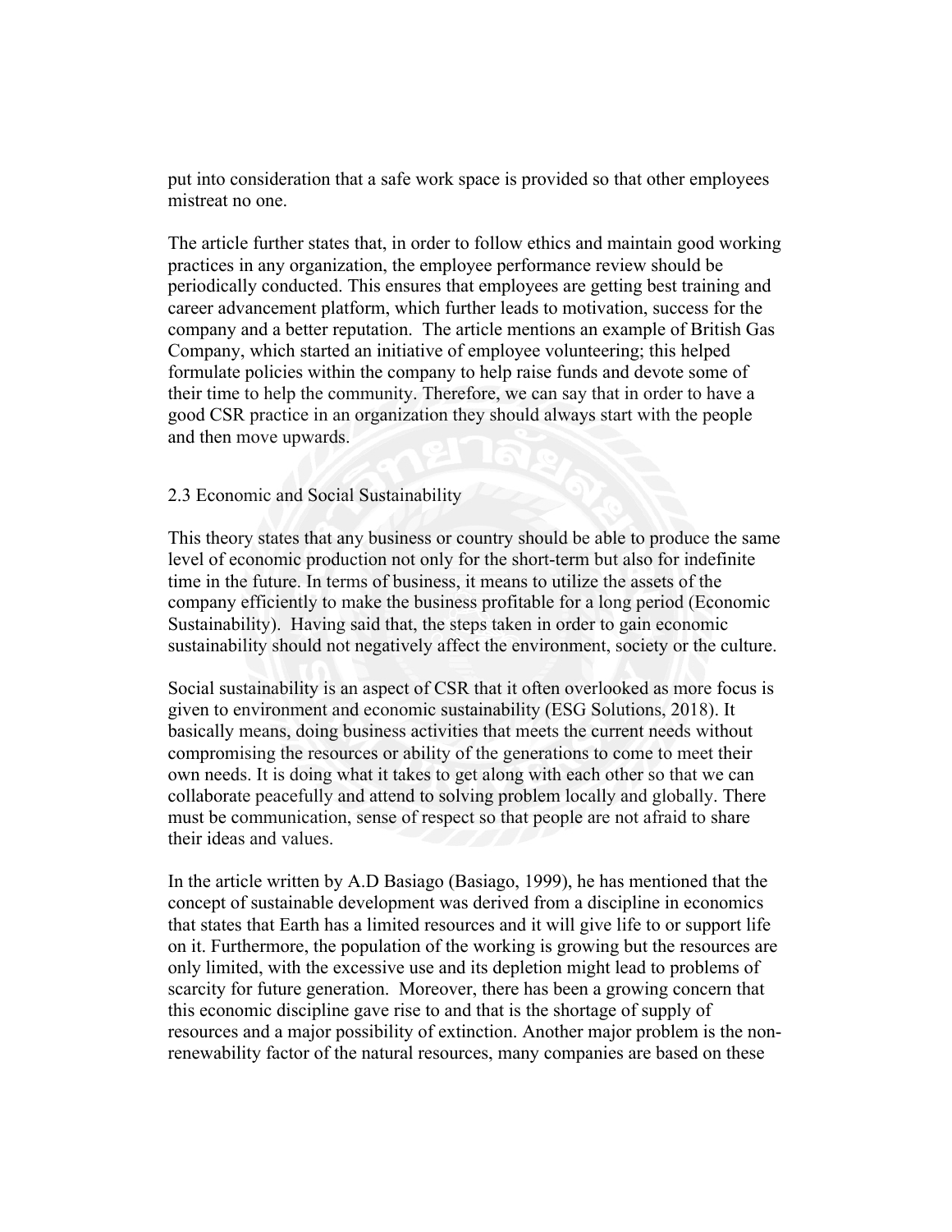put into consideration that a safe work space is provided so that other employees mistreat no one.

The article further states that, in order to follow ethics and maintain good working practices in any organization, the employee performance review should be periodically conducted. This ensures that employees are getting best training and career advancement platform, which further leads to motivation, success for the company and a better reputation. The article mentions an example of British Gas Company, which started an initiative of employee volunteering; this helped formulate policies within the company to help raise funds and devote some of their time to help the community. Therefore, we can say that in order to have a good CSR practice in an organization they should always start with the people and then move upwards.

### 2.3 Economic and Social Sustainability

This theory states that any business or country should be able to produce the same level of economic production not only for the short-term but also for indefinite time in the future. In terms of business, it means to utilize the assets of the company efficiently to make the business profitable for a long period (Economic Sustainability). Having said that, the steps taken in order to gain economic sustainability should not negatively affect the environment, society or the culture.

Social sustainability is an aspect of CSR that it often overlooked as more focus is given to environment and economic sustainability (ESG Solutions, 2018). It basically means, doing business activities that meets the current needs without compromising the resources or ability of the generations to come to meet their own needs. It is doing what it takes to get along with each other so that we can collaborate peacefully and attend to solving problem locally and globally. There must be communication, sense of respect so that people are not afraid to share their ideas and values.

In the article written by A.D Basiago (Basiago, 1999), he has mentioned that the concept of sustainable development was derived from a discipline in economics that states that Earth has a limited resources and it will give life to or support life on it. Furthermore, the population of the working is growing but the resources are only limited, with the excessive use and its depletion might lead to problems of scarcity for future generation. Moreover, there has been a growing concern that this economic discipline gave rise to and that is the shortage of supply of resources and a major possibility of extinction. Another major problem is the non-renewability factor of the natural resources, many companies are based on these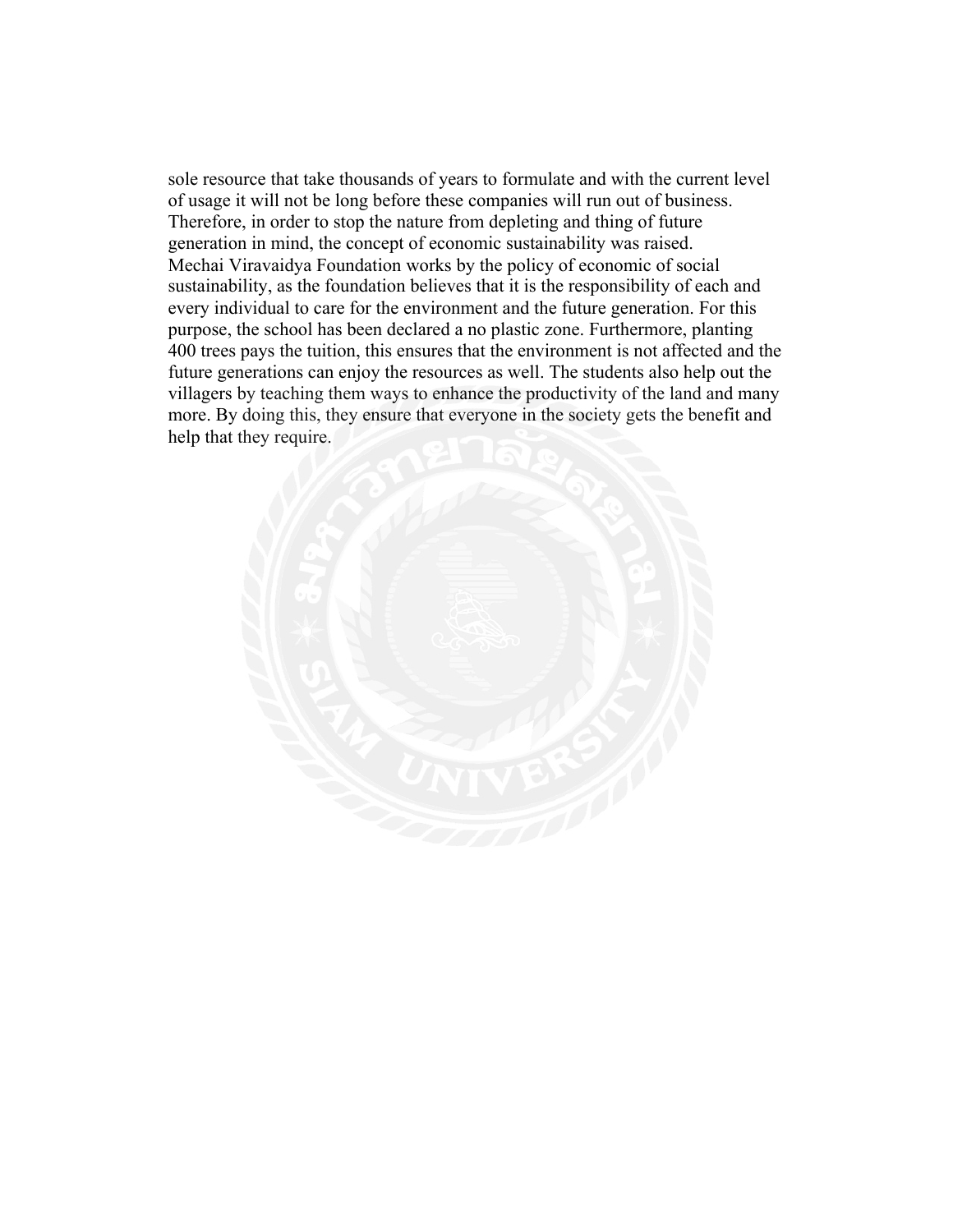sole resource that take thousands of years to formulate and with the current level of usage it will not be long before these companies will run out of business. Therefore, in order to stop the nature from depleting and thing of future generation in mind, the concept of economic sustainability was raised.

Mechai Viravaidya Foundation works by the policy of economic of social sustainability, as the foundation believes that it is the responsibility of each and every individual to care for the environment and the future generation. For this purpose, the school has been declared a no plastic zone. Furthermore, planting 400 trees pays the tuition, this ensures that the environment is not affected and the future generations can enjoy the resources as well. The students also help out the villagers by teaching them ways to enhance the productivity of the land and many more. By doing this, they ensure that everyone in the society gets the benefit and help that they require.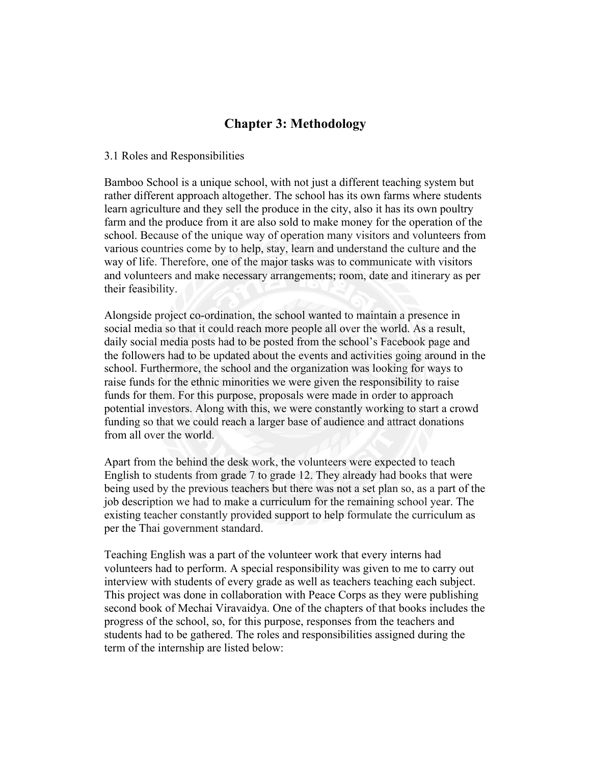# Chapter 3: Methodology

3.1 Roles and Responsibilities

Bamboo School is a unique school, with not just a different teaching system but rather different approach altogether. The school has its own farms where students learn agriculture and they sell the produce in the city, also it has its own poultry farm and the produce from it are also sold to make money for the operation of the school. Because of the unique way of operation many visitors and volunteers from various countries come by to help, stay, learn and understand the culture and the way of life. Therefore, one of the major tasks was to communicate with visitors and volunteers and make necessary arrangements; room, date and itinerary as per their feasibility.

Alongside project co-ordination, the school wanted to maintain a presence in social media so that it could reach more people all over the world. As a result, daily social media posts had to be posted from the school's Facebook page and the followers had to be updated about the events and activities going around in the school. Furthermore, the school and the organization was looking for ways to raise funds for the ethnic minorities we were given the responsibility to raise funds for them. For this purpose, proposals were made in order to approach potential investors. Along with this, we were constantly working to start a crowd funding so that we could reach a larger base of audience and attract donations from all over the world.

Apart from the behind the desk work, the volunteers were expected to teach English to students from grade 7 to grade 12. They already had books that were being used by the previous teachers but there was not a set plan so, as a part of the job description we had to make a curriculum for the remaining school year. The existing teacher constantly provided support to help formulate the curriculum as per the Thai government standard.

Teaching English was a part of the volunteer work that every interns had volunteers had to perform. A special responsibility was given to me to carry out interview with students of every grade as well as teachers teaching each subject. This project was done in collaboration with Peace Corps as they were publishing second book of Mechai Viravaidya. One of the chapters of that books includes the progress of the school, so, for this purpose, responses from the teachers and students had to be gathered. The roles and responsibilities assigned during the term of the internship are listed below: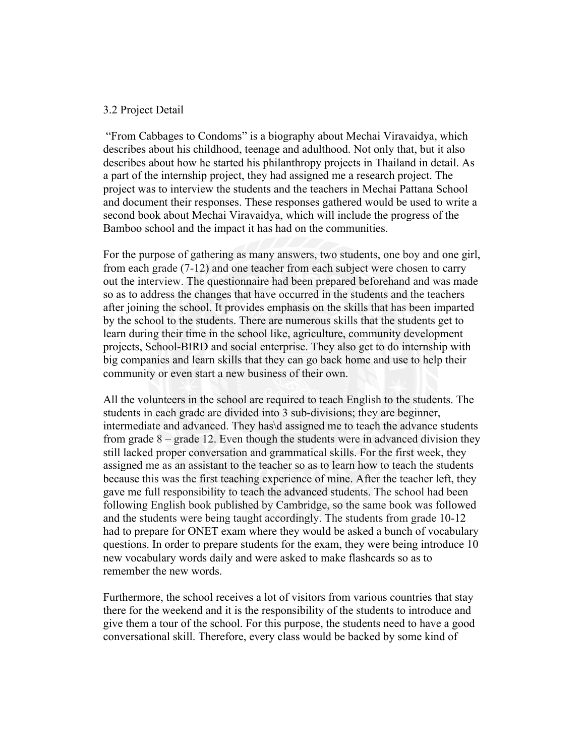### 3.2 Project Detail

"From Cabbages to Condoms" is a biography about Mechai Viravaidya, which describes about his childhood, teenage and adulthood. Not only that, but it also describes about how he started his philanthropy projects in Thailand in detail. As a part of the internship project, they had assigned me a research project. The project was to interview the students and the teachers in Mechai Pattana School and document their responses. These responses gathered would be used to write a second book about Mechai Viravaidya, which will include the progress of the Bamboo school and the impact it has had on the communities.

For the purpose of gathering as many answers, two students, one boy and one girl, from each grade (7-12) and one teacher from each subject were chosen to carry out the interview. The questionnaire had been prepared beforehand and was made so as to address the changes that have occurred in the students and the teachers after joining the school. It provides emphasis on the skills that has been imparted by the school to the students. There are numerous skills that the students get to learn during their time in the school like, agriculture, community development projects, School-BIRD and social enterprise. They also get to do internship with big companies and learn skills that they can go back home and use to help their community or even start a new business of their own.

All the volunteers in the school are required to teach English to the students. The students in each grade are divided into 3 sub-divisions; they are beginner, intermediate and advanced. They has\d assigned me to teach the advance students from grade 8 – grade 12. Even though the students were in advanced division they still lacked proper conversation and grammatical skills. For the first week, they assigned me as an assistant to the teacher so as to learn how to teach the students because this was the first teaching experience of mine. After the teacher left, they gave me full responsibility to teach the advanced students. The school had been following English book published by Cambridge, so the same book was followed and the students were being taught accordingly. The students from grade 10-12 had to prepare for ONET exam where they would be asked a bunch of vocabulary questions. In order to prepare students for the exam, they were being introduce 10 new vocabulary words daily and were asked to make flashcards so as to remember the new words.

Furthermore, the school receives a lot of visitors from various countries that stay there for the weekend and it is the responsibility of the students to introduce and give them a tour of the school. For this purpose, the students need to have a good conversational skill. Therefore, every class would be backed by some kind of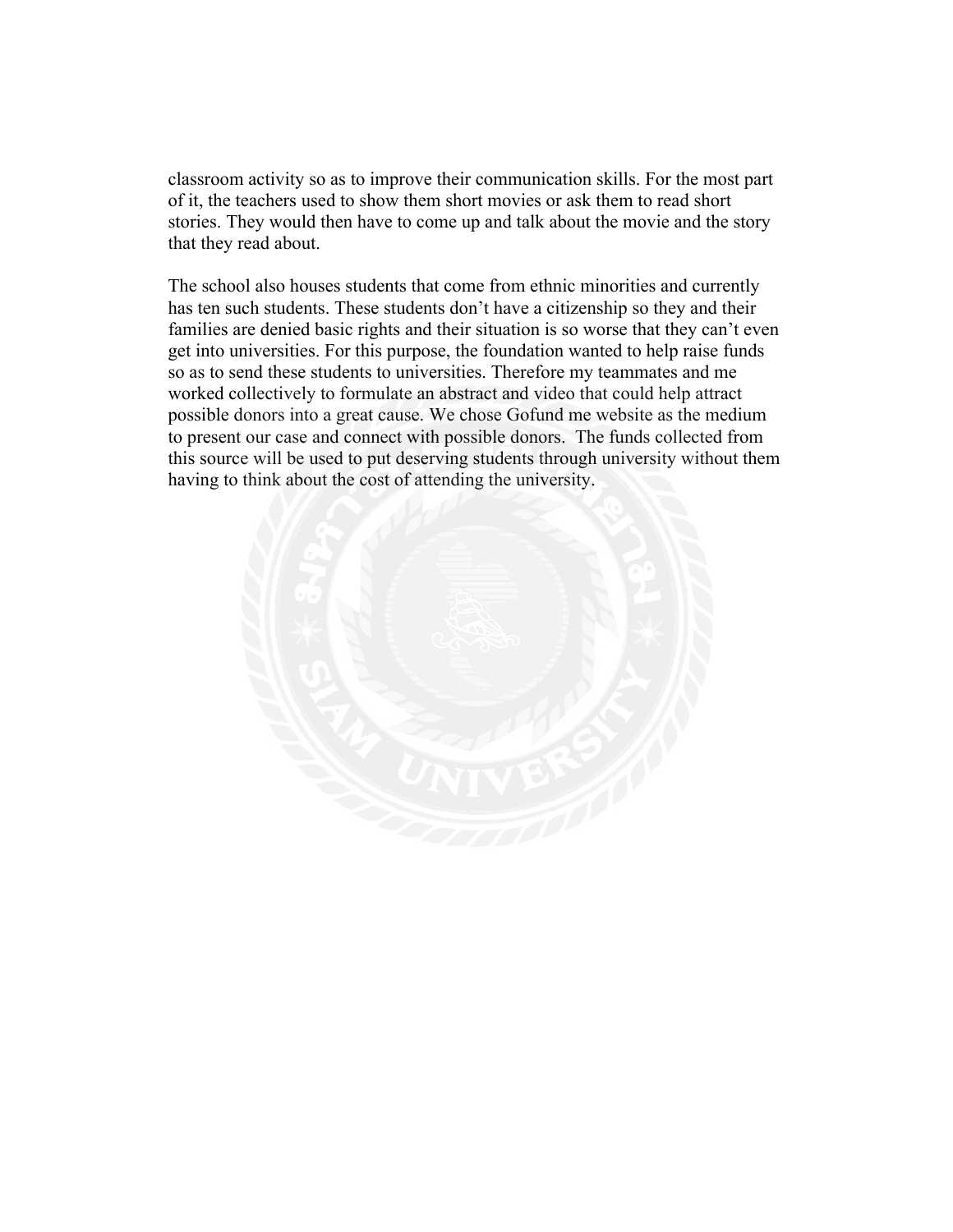classroom activity so as to improve their communication skills. For the most part of it, the teachers used to show them short movies or ask them to read short stories. They would then have to come up and talk about the movie and the story that they read about.

The school also houses students that come from ethnic minorities and currently has ten such students. These students don't have a citizenship so they and their families are denied basic rights and their situation is so worse that they can't even get into universities. For this purpose, the foundation wanted to help raise funds so as to send these students to universities. Therefore my teammates and me worked collectively to formulate an abstract and video that could help attract possible donors into a great cause. We chose Gofund me website as the medium to present our case and connect with possible donors. The funds collected from this source will be used to put deserving students through university without them having to think about the cost of attending the university.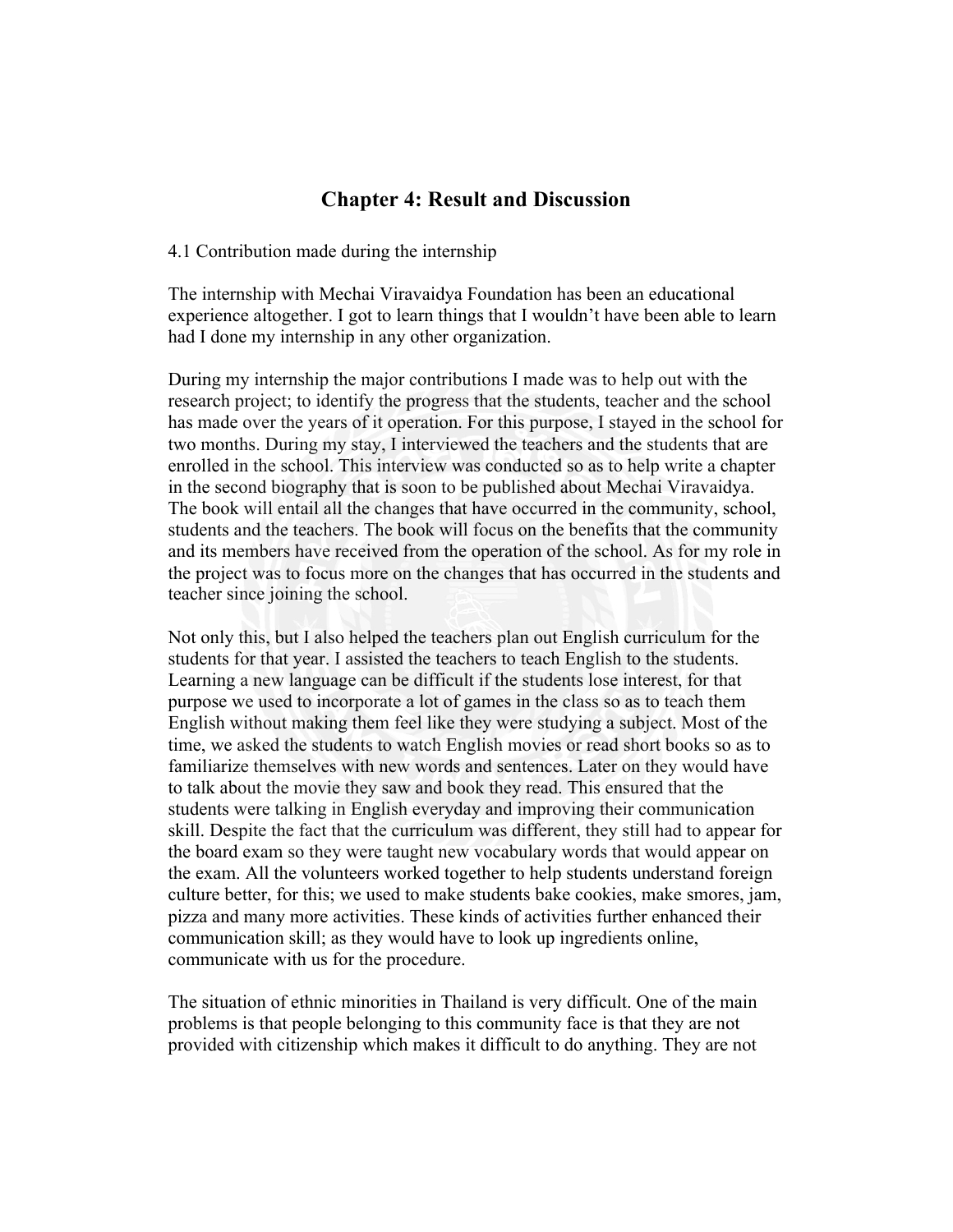# Chapter 4: Result and Discussion

4.1 Contribution made during the internship

The internship with Mechai Viravaidya Foundation has been an educational experience altogether. I got to learn things that I wouldn't have been able to learn had I done my internship in any other organization.

During my internship the major contributions I made was to help out with the research project; to identify the progress that the students, teacher and the school has made over the years of it operation. For this purpose, I stayed in the school for two months. During my stay, I interviewed the teachers and the students that are enrolled in the school. This interview was conducted so as to help write a chapter in the second biography that is soon to be published about Mechai Viravaidya. The book will entail all the changes that have occurred in the community, school, students and the teachers. The book will focus on the benefits that the community and its members have received from the operation of the school. As for my role in the project was to focus more on the changes that has occurred in the students and teacher since joining the school.

Not only this, but I also helped the teachers plan out English curriculum for the students for that year. I assisted the teachers to teach English to the students. Learning a new language can be difficult if the students lose interest, for that purpose we used to incorporate a lot of games in the class so as to teach them English without making them feel like they were studying a subject. Most of the time, we asked the students to watch English movies or read short books so as to familiarize themselves with new words and sentences. Later on they would have to talk about the movie they saw and book they read. This ensured that the students were talking in English everyday and improving their communication skill. Despite the fact that the curriculum was different, they still had to appear for the board exam so they were taught new vocabulary words that would appear on the exam. All the volunteers worked together to help students understand foreign culture better, for this; we used to make students bake cookies, make smores, jam, pizza and many more activities. These kinds of activities further enhanced their communication skill; as they would have to look up ingredients online, communicate with us for the procedure.

The situation of ethnic minorities in Thailand is very difficult. One of the main problems is that people belonging to this community face is that they are not provided with citizenship which makes it difficult to do anything. They are not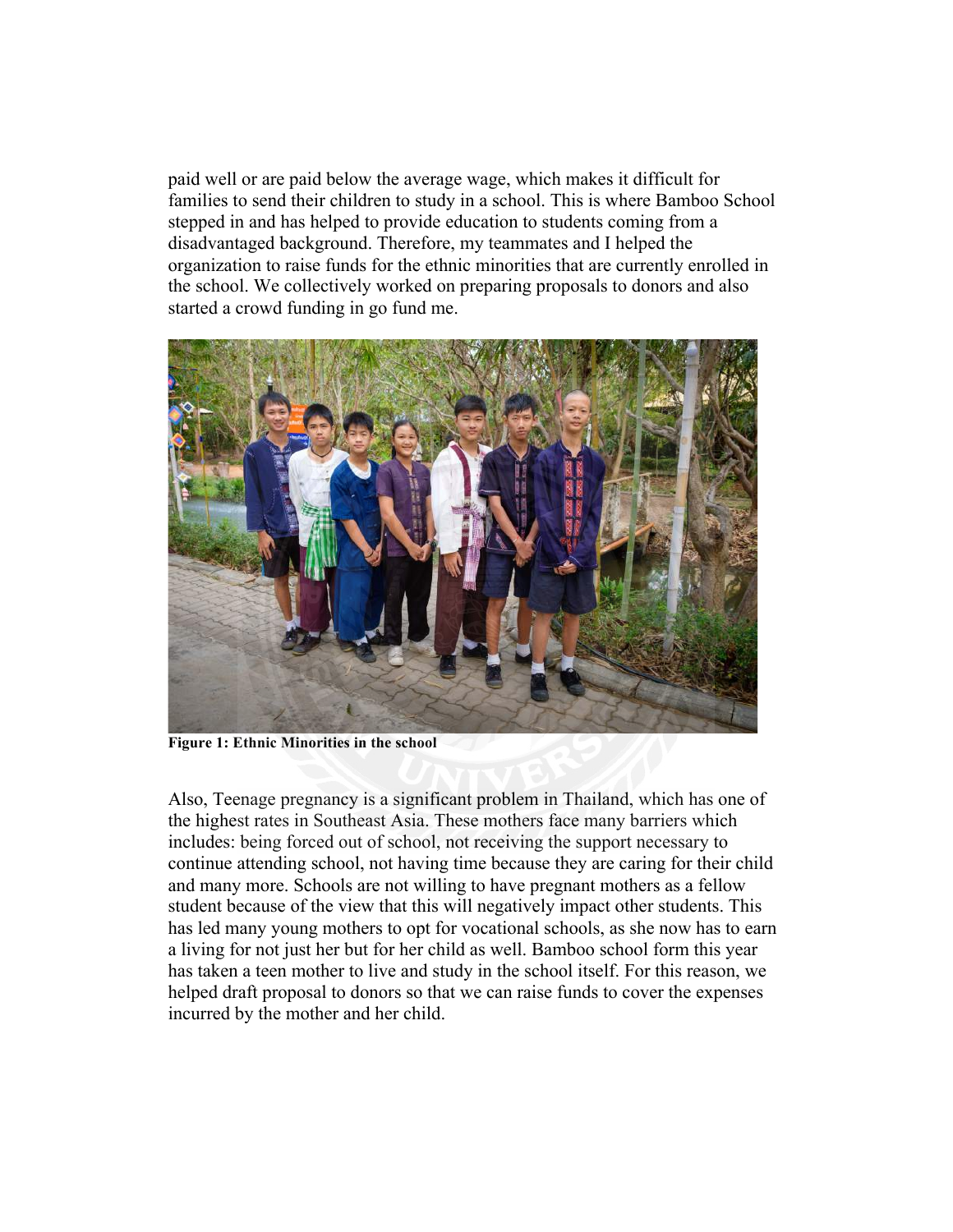paid well or are paid below the average wage, which makes it difficult for families to send their children to study in a school. This is where Bamboo School stepped in and has helped to provide education to students coming from a disadvantaged background. Therefore, my teammates and I helped the organization to raise funds for the ethnic minorities that are currently enrolled in the school. We collectively worked on preparing proposals to donors and also started a crowd funding in go fund me.

**Figure 1: Ethnic Minorities in the school**

Also, Teenage pregnancy is a significant problem in Thailand, which has one of the highest rates in Southeast Asia. These mothers face many barriers which includes: being forced out of school, not receiving the support necessary to continue attending school, not having time because they are caring for their child and many more. Schools are not willing to have pregnant mothers as a fellow student because of the view that this will negatively impact other students. This has led many young mothers to opt for vocational schools, as she now has to earn a living for not just her but for her child as well. Bamboo school form this year has taken a teen mother to live and study in the school itself. For this reason, we helped draft proposal to donors so that we can raise funds to cover the expenses incurred by the mother and her child.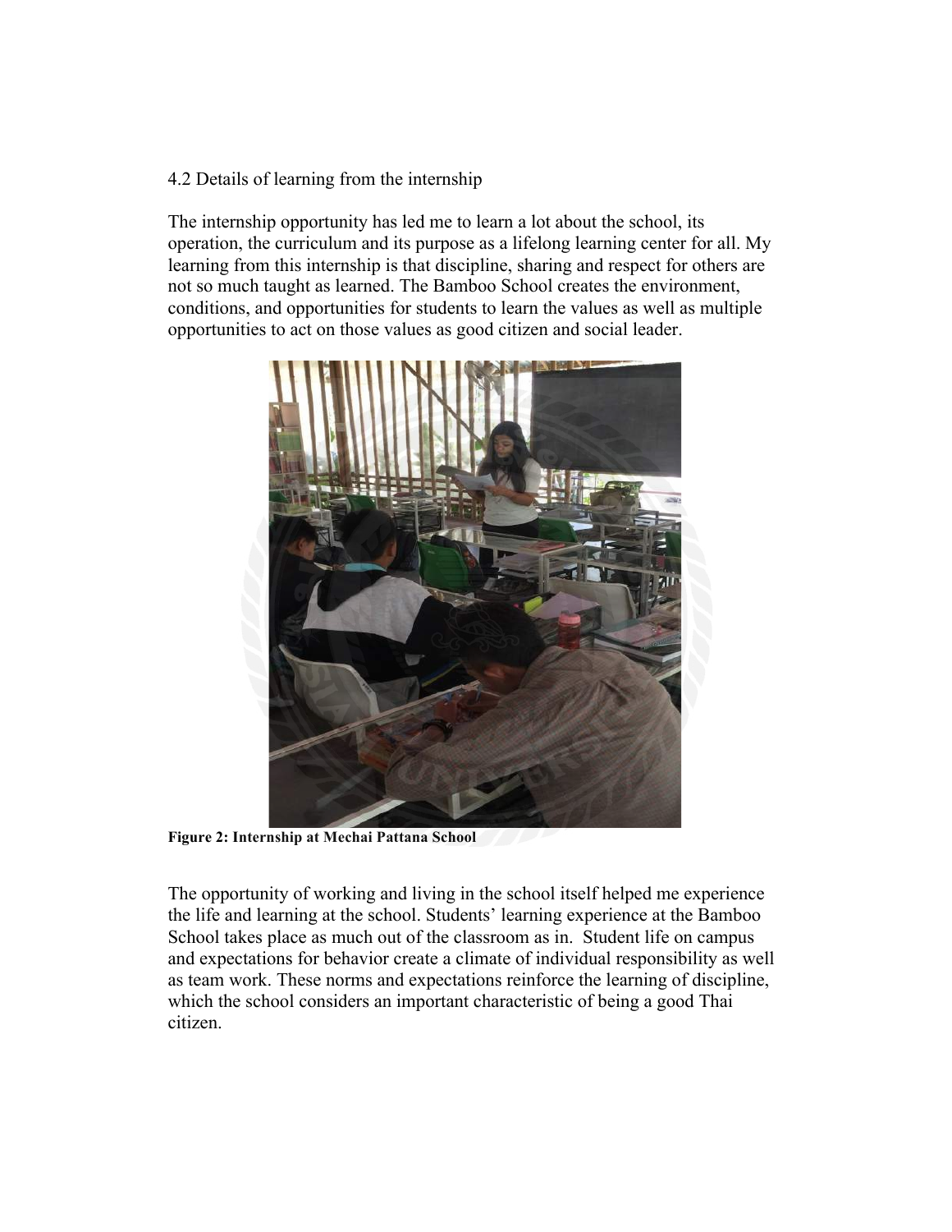4.2 Details of learning from the internship

The internship opportunity has led me to learn a lot about the school, its operation, the curriculum and its purpose as a lifelong learning center for all. My learning from this internship is that discipline, sharing and respect for others are not so much taught as learned. The Bamboo School creates the environment, conditions, and opportunities for students to learn the values as well as multiple opportunities to act on those values as good citizen and social leader.

**Figure 2: Internship at Mechai Pattana School**

The opportunity of working and living in the school itself helped me experience the life and learning at the school. Students' learning experience at the Bamboo School takes place as much out of the classroom as in. Student life on campus and expectations for behavior create a climate of individual responsibility as well as team work. These norms and expectations reinforce the learning of discipline, which the school considers an important characteristic of being a good Thai citizen.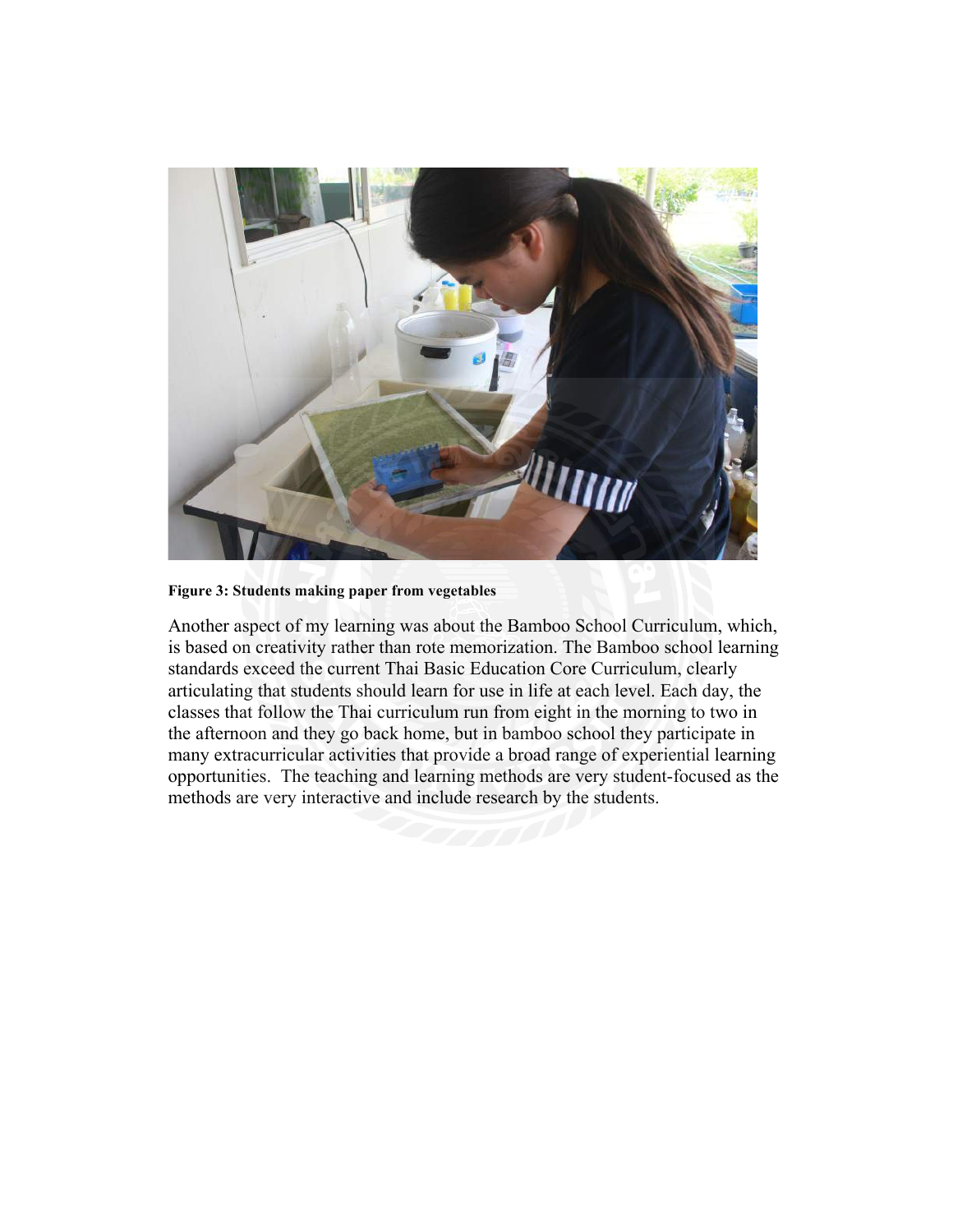**Figure 3: Students making paper from vegetables**

Another aspect of my learning was about the Bamboo School Curriculum, which, is based on creativity rather than rote memorization. The Bamboo school learning standards exceed the current Thai Basic Education Core Curriculum, clearly articulating that students should learn for use in life at each level. Each day, the classes that follow the Thai curriculum run from eight in the morning to two in the afternoon and they go back home, but in bamboo school they participate in many extracurricular activities that provide a broad range of experiential learning opportunities. The teaching and learning methods are very student-focused as the methods are very interactive and include research by the students.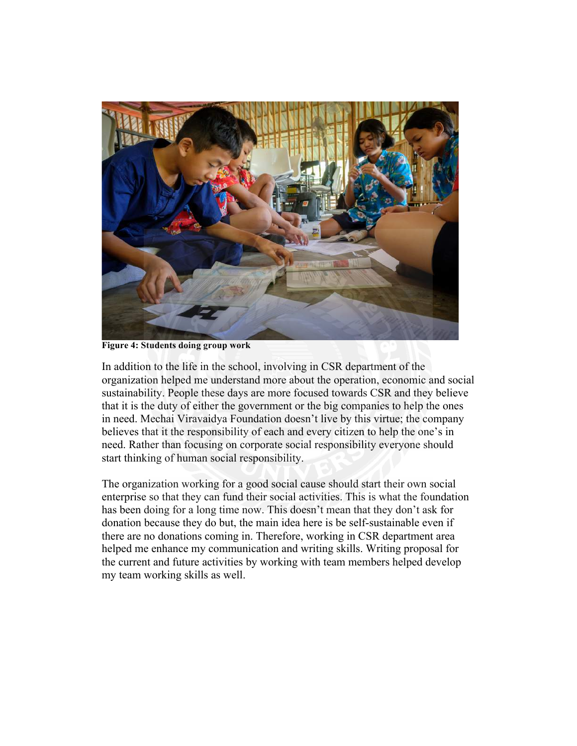**Figure 4: Students doing group work**

In addition to the life in the school, involving in CSR department of the organization helped me understand more about the operation, economic and social sustainability. People these days are more focused towards CSR and they believe that it is the duty of either the government or the big companies to help the ones in need. Mechai Viravaidya Foundation doesn't live by this virtue; the company believes that it the responsibility of each and every citizen to help the one's in need. Rather than focusing on corporate social responsibility everyone should start thinking of human social responsibility.

The organization working for a good social cause should start their own social enterprise so that they can fund their social activities. This is what the foundation has been doing for a long time now. This doesn't mean that they don't ask for donation because they do but, the main idea here is be self-sustainable even if there are no donations coming in. Therefore, working in CSR department area helped me enhance my communication and writing skills. Writing proposal for the current and future activities by working with team members helped develop my team working skills as well.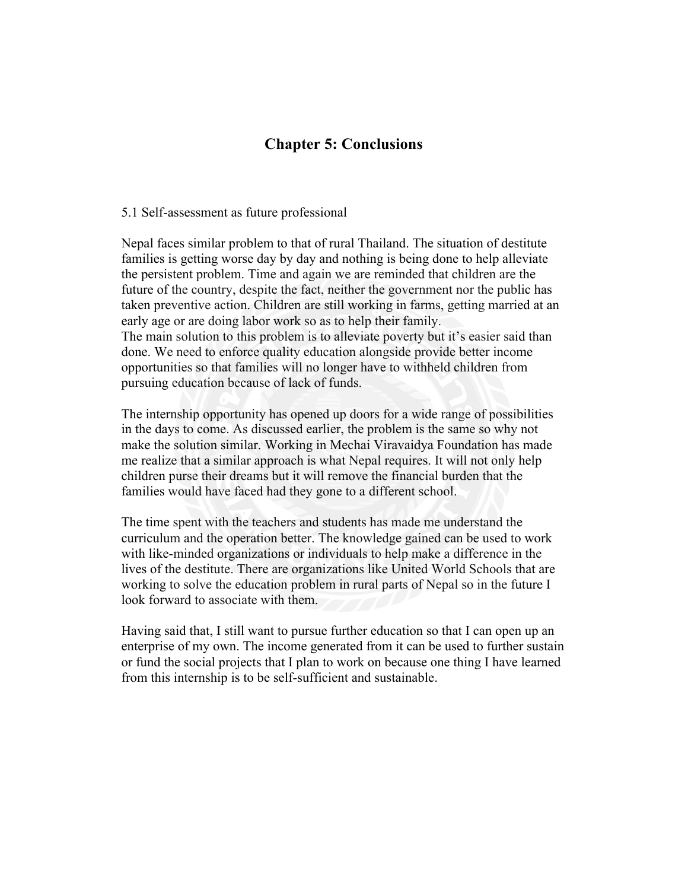# Chapter 5: Conclusions

## 5.1 Self-assessment as future professional

Nepal faces similar problem to that of rural Thailand. The situation of destitute families is getting worse day by day and nothing is being done to help alleviate the persistent problem. Time and again we are reminded that children are the future of the country, despite the fact, neither the government nor the public has taken preventive action. Children are still working in farms, getting married at an early age or are doing labor work so as to help their family.
The main solution to this problem is to alleviate poverty but it's easier said than done. We need to enforce quality education alongside provide better income opportunities so that families will no longer have to withheld children from pursuing education because of lack of funds.

The internship opportunity has opened up doors for a wide range of possibilities in the days to come. As discussed earlier, the problem is the same so why not make the solution similar. Working in Mechai Viravaidya Foundation has made me realize that a similar approach is what Nepal requires. It will not only help children purse their dreams but it will remove the financial burden that the families would have faced had they gone to a different school.

The time spent with the teachers and students has made me understand the curriculum and the operation better. The knowledge gained can be used to work with like-minded organizations or individuals to help make a difference in the lives of the destitute. There are organizations like United World Schools that are working to solve the education problem in rural parts of Nepal so in the future I look forward to associate with them.

Having said that, I still want to pursue further education so that I can open up an enterprise of my own. The income generated from it can be used to further sustain or fund the social projects that I plan to work on because one thing I have learned from this internship is to be self-sufficient and sustainable.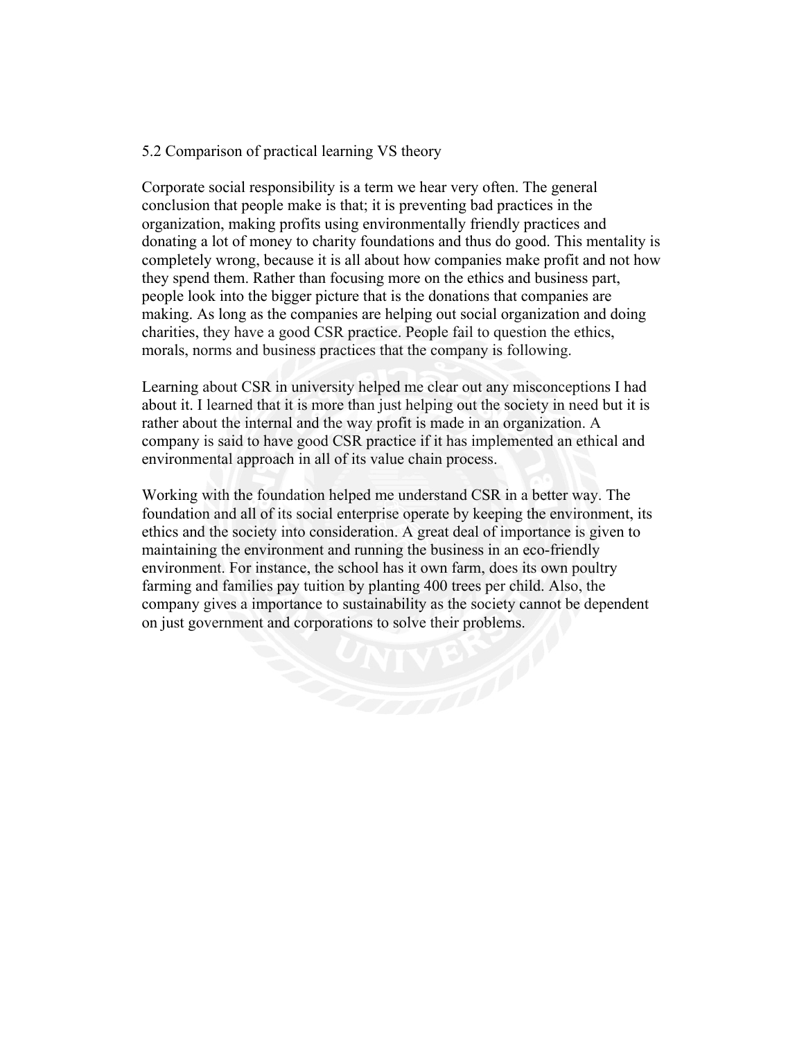## 5.2 Comparison of practical learning VS theory

Corporate social responsibility is a term we hear very often. The general conclusion that people make is that; it is preventing bad practices in the organization, making profits using environmentally friendly practices and donating a lot of money to charity foundations and thus do good. This mentality is completely wrong, because it is all about how companies make profit and not how they spend them. Rather than focusing more on the ethics and business part, people look into the bigger picture that is the donations that companies are making. As long as the companies are helping out social organization and doing charities, they have a good CSR practice. People fail to question the ethics, morals, norms and business practices that the company is following.

Learning about CSR in university helped me clear out any misconceptions I had about it. I learned that it is more than just helping out the society in need but it is rather about the internal and the way profit is made in an organization. A company is said to have good CSR practice if it has implemented an ethical and environmental approach in all of its value chain process.

Working with the foundation helped me understand CSR in a better way. The foundation and all of its social enterprise operate by keeping the environment, its ethics and the society into consideration. A great deal of importance is given to maintaining the environment and running the business in an eco-friendly environment. For instance, the school has it own farm, does its own poultry farming and families pay tuition by planting 400 trees per child. Also, the company gives a importance to sustainability as the society cannot be dependent on just government and corporations to solve their problems.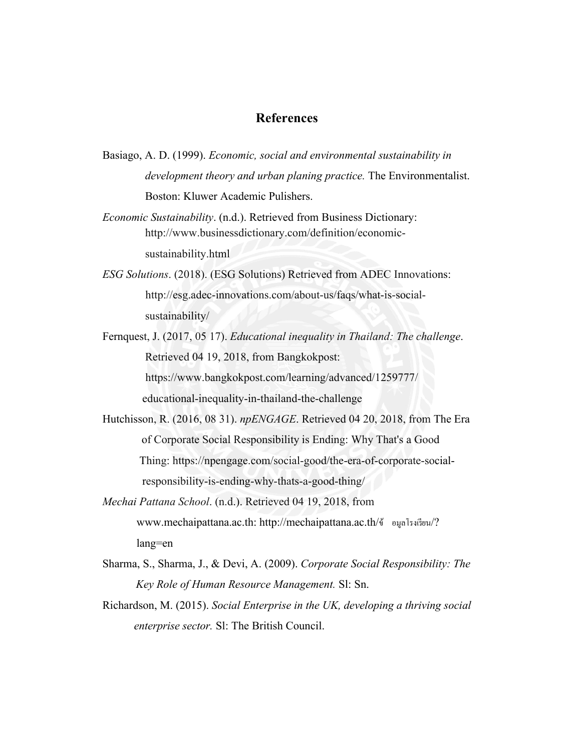## References

Basiago, A. D. (1999). *Economic, social and environmental sustainability in development theory and urban planing practice.* The Environmentalist. Boston: Kluwer Academic Pulishers.

*Economic Sustainability*. (n.d.). Retrieved from Business Dictionary: http://www.businessdictionary.com/definition/economic-sustainability.html

*ESG Solutions*. (2018). (ESG Solutions) Retrieved from ADEC Innovations: http://esg.adec-innovations.com/about-us/faqs/what-is-social-sustainability/

Fernquest, J. (2017, 05 17). *Educational inequality in Thailand: The challenge*. Retrieved 04 19, 2018, from Bangkokpost: https://www.bangkokpost.com/learning/advanced/1259777/ educational-inequality-in-thailand-the-challenge

Hutchisson, R. (2016, 08 31). *npENGAGE*. Retrieved 04 20, 2018, from The Era of Corporate Social Responsibility is Ending: Why That's a Good Thing: https://npengage.com/social-good/the-era-of-corporate-social-responsibility-is-ending-why-thats-a-good-thing/

*Mechai Pattana School*. (n.d.). Retrieved 04 19, 2018, from www.mechaipattana.ac.th: http://mechaipattana.ac.th/ข้อมูลโรงเรียน/?lang=en

Sharma, S., Sharma, J., & Devi, A. (2009). *Corporate Social Responsibility: The Key Role of Human Resource Management.* Sl: Sn.

Richardson, M. (2015). *Social Enterprise in the UK, developing a thriving social enterprise sector.* Sl: The British Council.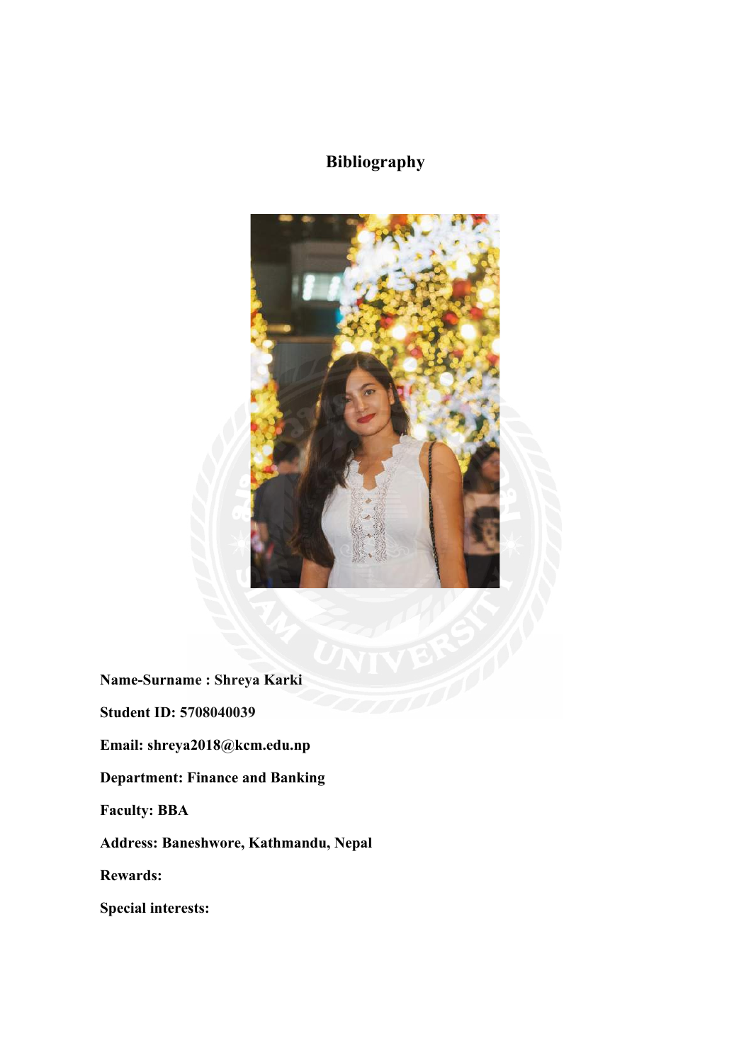# Bibliography

**Name-Surname : Shreya Karki**

**Student ID: 5708040039**

**Email: shreya2018@kcm.edu.np**

**Department: Finance and Banking**

**Faculty: BBA**

**Address: Baneshwore, Kathmandu, Nepal**

**Rewards:**

**Special interests:**